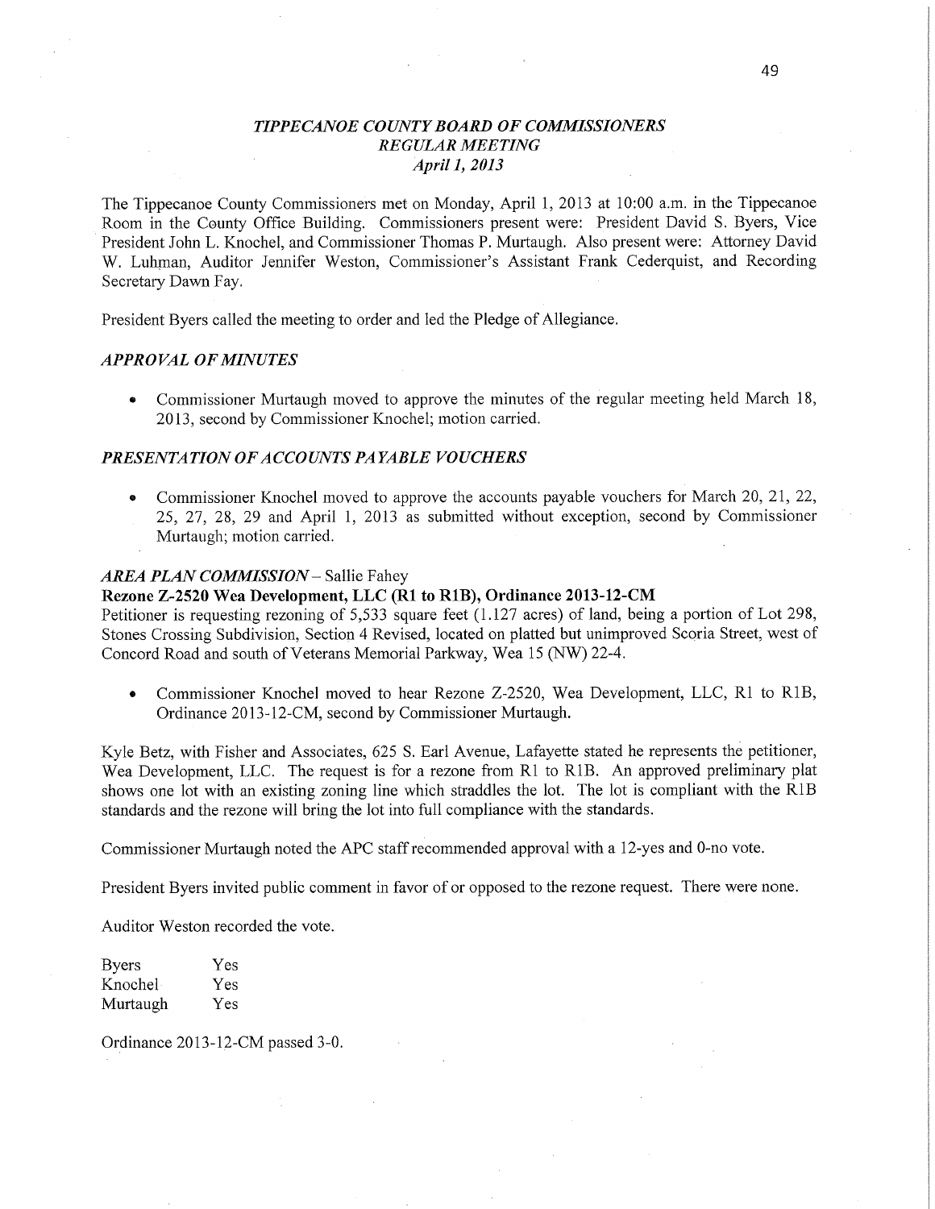## *TIPPECANOE COUNTY BOARD OF COMMISSIONERS*
## *REGULAR MEETING*
### *April 1, 2013*

The Tippecanoe County Commissioners met on Monday, April 1, 2013 at 10:00 a.m. in the Tippecanoe Room in the County Office Building. Commissioners present were: President David S. Byers, Vice President John L. Knochel, and Commissioner Thomas P. Murtaugh. Also present were: Attorney David W. Luhman, Auditor Jennifer Weston, Commissioner's Assistant Frank Cederquist, and Recording Secretary Dawn Fay.

President Byers called the meeting to order and led the Pledge of Allegiance.

### *APPROVAL OF MINUTES*

- Commissioner Murtaugh moved to approve the minutes of the regular meeting held March 18, 2013, second by Commissioner Knochel; motion carried.

### *PRESENTATION OF ACCOUNTS PAYABLE VOUCHERS*

- Commissioner Knochel moved to approve the accounts payable vouchers for March 20, 21, 22, 25, 27, 28, 29 and April 1, 2013 as submitted without exception, second by Commissioner Murtaugh; motion carried.

### *AREA PLAN COMMISSION* – Sallie Fahey

**Rezone Z-2520 Wea Development, LLC (R1 to R1B), Ordinance 2013-12-CM**

Petitioner is requesting rezoning of 5,533 square feet (1.127 acres) of land, being a portion of Lot 298, Stones Crossing Subdivision, Section 4 Revised, located on platted but unimproved Scoria Street, west of Concord Road and south of Veterans Memorial Parkway, Wea 15 (NW) 22-4.

- Commissioner Knochel moved to hear Rezone Z-2520, Wea Development, LLC, R1 to R1B, Ordinance 2013-12-CM, second by Commissioner Murtaugh.

Kyle Betz, with Fisher and Associates, 625 S. Earl Avenue, Lafayette stated he represents the petitioner, Wea Development, LLC. The request is for a rezone from R1 to R1B. An approved preliminary plat shows one lot with an existing zoning line which straddles the lot. The lot is compliant with the R1B standards and the rezone will bring the lot into full compliance with the standards.

Commissioner Murtaugh noted the APC staff recommended approval with a 12-yes and 0-no vote.

President Byers invited public comment in favor of or opposed to the rezone request. There were none.

Auditor Weston recorded the vote.

| | |
|---|---|
| Byers | Yes |
| Knochel | Yes |
| Murtaugh | Yes |

Ordinance 2013-12-CM passed 3-0.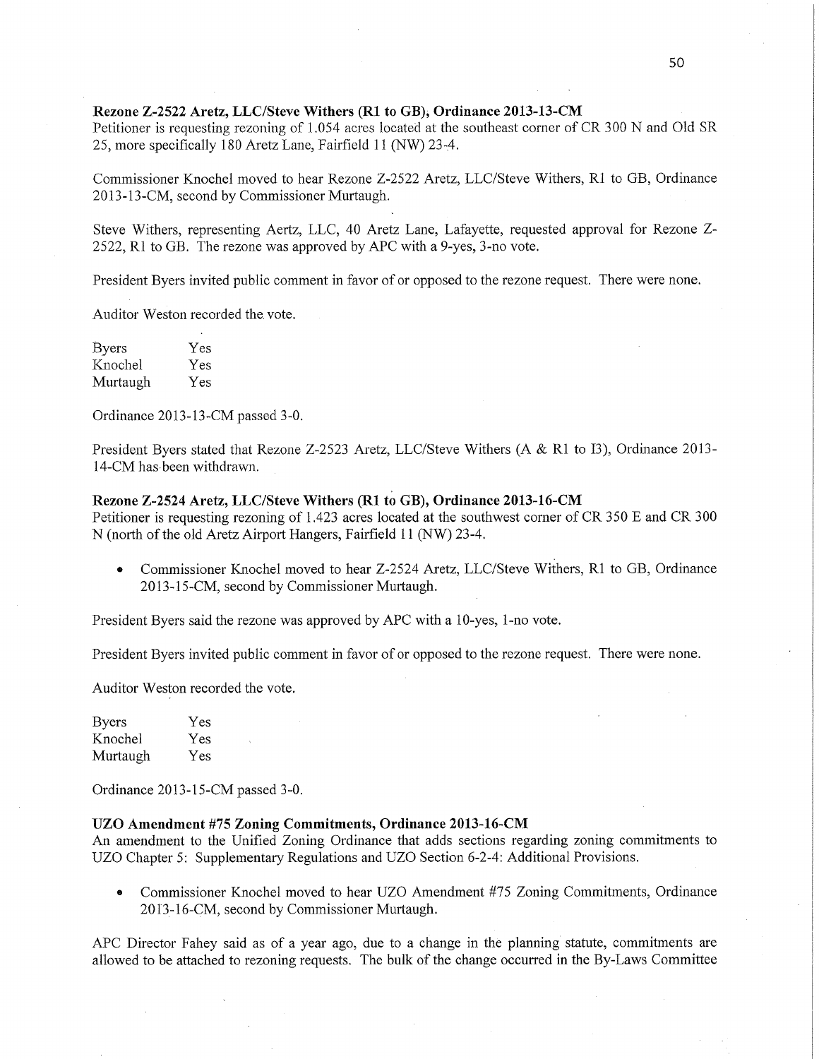**Rezone Z-2522 Aretz, LLC/Steve Withers (R1 to GB), Ordinance 2013-13-CM**

Petitioner is requesting rezoning of 1.054 acres located at the southeast corner of CR 300 N and Old SR 25, more specifically 180 Aretz Lane, Fairfield 11 (NW) 23-4.

Commissioner Knochel moved to hear Rezone Z-2522 Aretz, LLC/Steve Withers, R1 to GB, Ordinance 2013-13-CM, second by Commissioner Murtaugh.

Steve Withers, representing Aertz, LLC, 40 Aretz Lane, Lafayette, requested approval for Rezone Z-2522, R1 to GB. The rezone was approved by APC with a 9-yes, 3-no vote.

President Byers invited public comment in favor of or opposed to the rezone request. There were none.

Auditor Weston recorded the vote.

| | |
|---|---|
| Byers | Yes |
| Knochel | Yes |
| Murtaugh | Yes |

Ordinance 2013-13-CM passed 3-0.

President Byers stated that Rezone Z-2523 Aretz, LLC/Steve Withers (A & R1 to I3), Ordinance 2013-14-CM has been withdrawn.

**Rezone Z-2524 Aretz, LLC/Steve Withers (R1 to GB), Ordinance 2013-16-CM**

Petitioner is requesting rezoning of 1.423 acres located at the southwest corner of CR 350 E and CR 300 N (north of the old Aretz Airport Hangers, Fairfield 11 (NW) 23-4.

- Commissioner Knochel moved to hear Z-2524 Aretz, LLC/Steve Withers, R1 to GB, Ordinance 2013-15-CM, second by Commissioner Murtaugh.

President Byers said the rezone was approved by APC with a 10-yes, 1-no vote.

President Byers invited public comment in favor of or opposed to the rezone request. There were none.

Auditor Weston recorded the vote.

| | |
|---|---|
| Byers | Yes |
| Knochel | Yes |
| Murtaugh | Yes |

Ordinance 2013-15-CM passed 3-0.

**UZO Amendment #75 Zoning Commitments, Ordinance 2013-16-CM**

An amendment to the Unified Zoning Ordinance that adds sections regarding zoning commitments to UZO Chapter 5: Supplementary Regulations and UZO Section 6-2-4: Additional Provisions.

- Commissioner Knochel moved to hear UZO Amendment #75 Zoning Commitments, Ordinance 2013-16-CM, second by Commissioner Murtaugh.

APC Director Fahey said as of a year ago, due to a change in the planning statute, commitments are allowed to be attached to rezoning requests. The bulk of the change occurred in the By-Laws Committee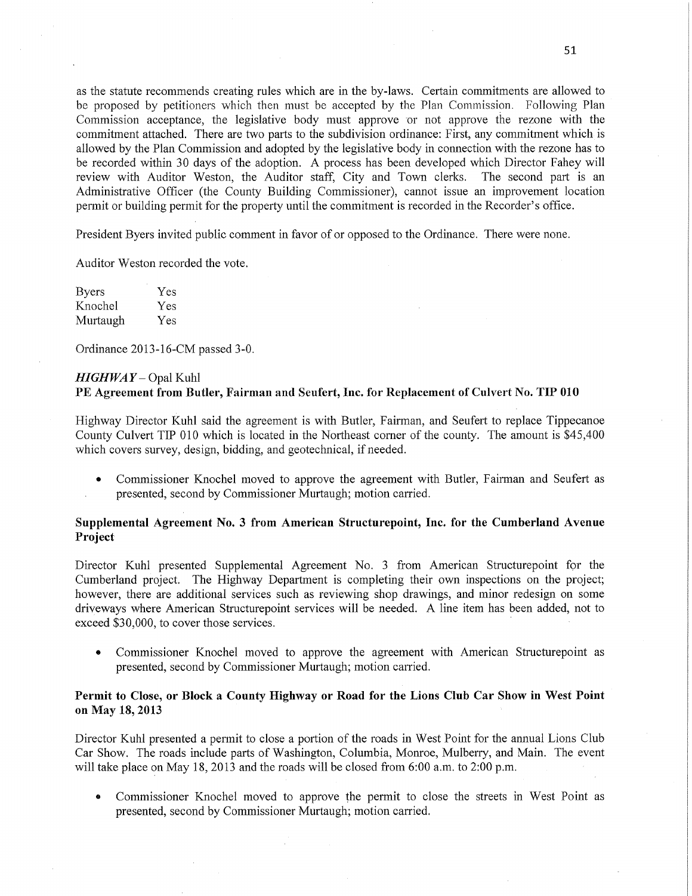as the statute recommends creating rules which are in the by-laws. Certain commitments are allowed to be proposed by petitioners which then must be accepted by the Plan Commission. Following Plan Commission acceptance, the legislative body must approve or not approve the rezone with the commitment attached. There are two parts to the subdivision ordinance: First, any commitment which is allowed by the Plan Commission and adopted by the legislative body in connection with the rezone has to be recorded within 30 days of the adoption. A process has been developed which Director Fahey will review with Auditor Weston, the Auditor staff, City and Town clerks. The second part is an Administrative Officer (the County Building Commissioner), cannot issue an improvement location permit or building permit for the property until the commitment is recorded in the Recorder's office.

President Byers invited public comment in favor of or opposed to the Ordinance. There were none.

Auditor Weston recorded the vote.

| | |
|---|---|
| Byers | Yes |
| Knochel | Yes |
| Murtaugh | Yes |

Ordinance 2013-16-CM passed 3-0.

***HIGHWAY*** – Opal Kuhl

**PE Agreement from Butler, Fairman and Seufert, Inc. for Replacement of Culvert No. TIP 010**

Highway Director Kuhl said the agreement is with Butler, Fairman, and Seufert to replace Tippecanoe County Culvert TIP 010 which is located in the Northeast corner of the county. The amount is $45,400 which covers survey, design, bidding, and geotechnical, if needed.

- Commissioner Knochel moved to approve the agreement with Butler, Fairman and Seufert as presented, second by Commissioner Murtaugh; motion carried.

**Supplemental Agreement No. 3 from American Structurepoint, Inc. for the Cumberland Avenue Project**

Director Kuhl presented Supplemental Agreement No. 3 from American Structurepoint for the Cumberland project. The Highway Department is completing their own inspections on the project; however, there are additional services such as reviewing shop drawings, and minor redesign on some driveways where American Structurepoint services will be needed. A line item has been added, not to exceed $30,000, to cover those services.

- Commissioner Knochel moved to approve the agreement with American Structurepoint as presented, second by Commissioner Murtaugh; motion carried.

**Permit to Close, or Block a County Highway or Road for the Lions Club Car Show in West Point on May 18, 2013**

Director Kuhl presented a permit to close a portion of the roads in West Point for the annual Lions Club Car Show. The roads include parts of Washington, Columbia, Monroe, Mulberry, and Main. The event will take place on May 18, 2013 and the roads will be closed from 6:00 a.m. to 2:00 p.m.

- Commissioner Knochel moved to approve the permit to close the streets in West Point as presented, second by Commissioner Murtaugh; motion carried.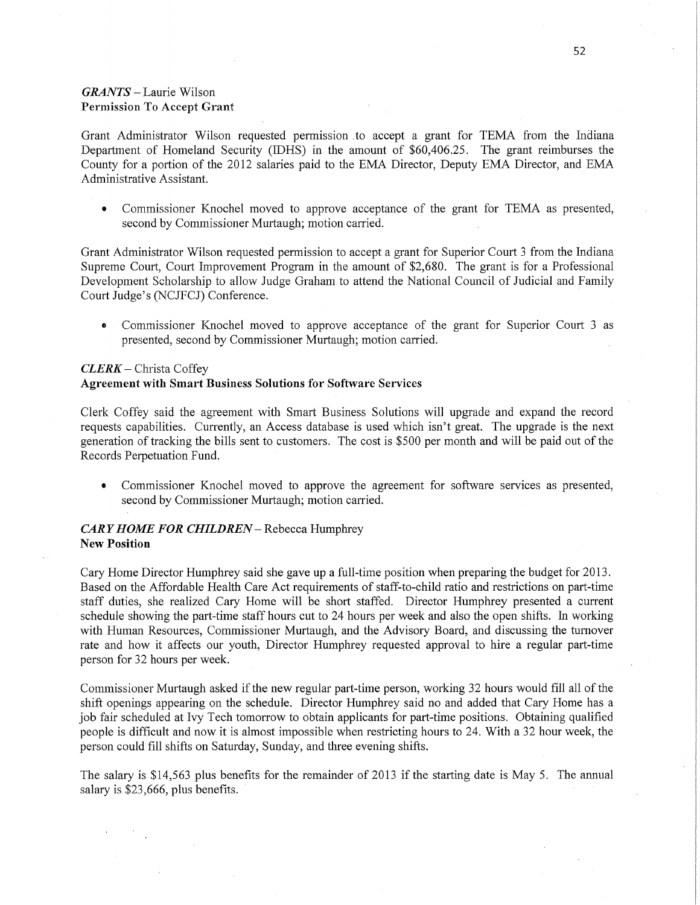*GRANTS* – Laurie Wilson
**Permission To Accept Grant**

Grant Administrator Wilson requested permission to accept a grant for TEMA from the Indiana Department of Homeland Security (IDHS) in the amount of $60,406.25. The grant reimburses the County for a portion of the 2012 salaries paid to the EMA Director, Deputy EMA Director, and EMA Administrative Assistant.

- Commissioner Knochel moved to approve acceptance of the grant for TEMA as presented, second by Commissioner Murtaugh; motion carried.

Grant Administrator Wilson requested permission to accept a grant for Superior Court 3 from the Indiana Supreme Court, Court Improvement Program in the amount of $2,680. The grant is for a Professional Development Scholarship to allow Judge Graham to attend the National Council of Judicial and Family Court Judge's (NCJFCJ) Conference.

- Commissioner Knochel moved to approve acceptance of the grant for Superior Court 3 as presented, second by Commissioner Murtaugh; motion carried.

*CLERK* – Christa Coffey
**Agreement with Smart Business Solutions for Software Services**

Clerk Coffey said the agreement with Smart Business Solutions will upgrade and expand the record requests capabilities. Currently, an Access database is used which isn't great. The upgrade is the next generation of tracking the bills sent to customers. The cost is $500 per month and will be paid out of the Records Perpetuation Fund.

- Commissioner Knochel moved to approve the agreement for software services as presented, second by Commissioner Murtaugh; motion carried.

*CARY HOME FOR CHILDREN* – Rebecca Humphrey
**New Position**

Cary Home Director Humphrey said she gave up a full-time position when preparing the budget for 2013. Based on the Affordable Health Care Act requirements of staff-to-child ratio and restrictions on part-time staff duties, she realized Cary Home will be short staffed. Director Humphrey presented a current schedule showing the part-time staff hours cut to 24 hours per week and also the open shifts. In working with Human Resources, Commissioner Murtaugh, and the Advisory Board, and discussing the turnover rate and how it affects our youth, Director Humphrey requested approval to hire a regular part-time person for 32 hours per week.

Commissioner Murtaugh asked if the new regular part-time person, working 32 hours would fill all of the shift openings appearing on the schedule. Director Humphrey said no and added that Cary Home has a job fair scheduled at Ivy Tech tomorrow to obtain applicants for part-time positions. Obtaining qualified people is difficult and now it is almost impossible when restricting hours to 24. With a 32 hour week, the person could fill shifts on Saturday, Sunday, and three evening shifts.

The salary is $14,563 plus benefits for the remainder of 2013 if the starting date is May 5. The annual salary is $23,666, plus benefits.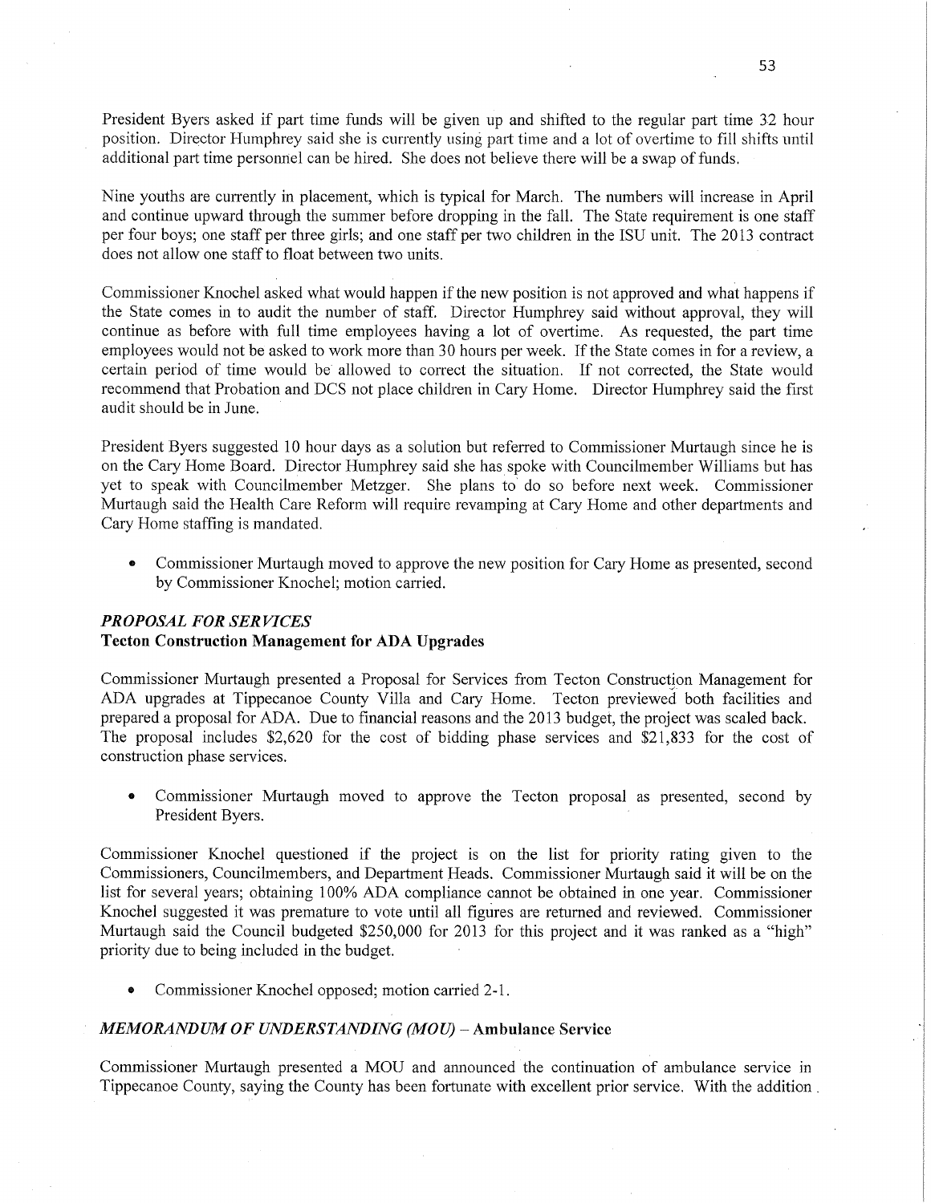President Byers asked if part time funds will be given up and shifted to the regular part time 32 hour position. Director Humphrey said she is currently using part time and a lot of overtime to fill shifts until additional part time personnel can be hired. She does not believe there will be a swap of funds.

Nine youths are currently in placement, which is typical for March. The numbers will increase in April and continue upward through the summer before dropping in the fall. The State requirement is one staff per four boys; one staff per three girls; and one staff per two children in the ISU unit. The 2013 contract does not allow one staff to float between two units.

Commissioner Knochel asked what would happen if the new position is not approved and what happens if the State comes in to audit the number of staff. Director Humphrey said without approval, they will continue as before with full time employees having a lot of overtime. As requested, the part time employees would not be asked to work more than 30 hours per week. If the State comes in for a review, a certain period of time would be allowed to correct the situation. If not corrected, the State would recommend that Probation and DCS not place children in Cary Home. Director Humphrey said the first audit should be in June.

President Byers suggested 10 hour days as a solution but referred to Commissioner Murtaugh since he is on the Cary Home Board. Director Humphrey said she has spoke with Councilmember Williams but has yet to speak with Councilmember Metzger. She plans to do so before next week. Commissioner Murtaugh said the Health Care Reform will require revamping at Cary Home and other departments and Cary Home staffing is mandated.

- Commissioner Murtaugh moved to approve the new position for Cary Home as presented, second by Commissioner Knochel; motion carried.

### *PROPOSAL FOR SERVICES*
### Tecton Construction Management for ADA Upgrades

Commissioner Murtaugh presented a Proposal for Services from Tecton Construction Management for ADA upgrades at Tippecanoe County Villa and Cary Home. Tecton previewed both facilities and prepared a proposal for ADA. Due to financial reasons and the 2013 budget, the project was scaled back. The proposal includes $2,620 for the cost of bidding phase services and $21,833 for the cost of construction phase services.

- Commissioner Murtaugh moved to approve the Tecton proposal as presented, second by President Byers.

Commissioner Knochel questioned if the project is on the list for priority rating given to the Commissioners, Councilmembers, and Department Heads. Commissioner Murtaugh said it will be on the list for several years; obtaining 100% ADA compliance cannot be obtained in one year. Commissioner Knochel suggested it was premature to vote until all figures are returned and reviewed. Commissioner Murtaugh said the Council budgeted $250,000 for 2013 for this project and it was ranked as a "high" priority due to being included in the budget.

- Commissioner Knochel opposed; motion carried 2-1.

### *MEMORANDUM OF UNDERSTANDING (MOU)* – Ambulance Service

Commissioner Murtaugh presented a MOU and announced the continuation of ambulance service in Tippecanoe County, saying the County has been fortunate with excellent prior service. With the addition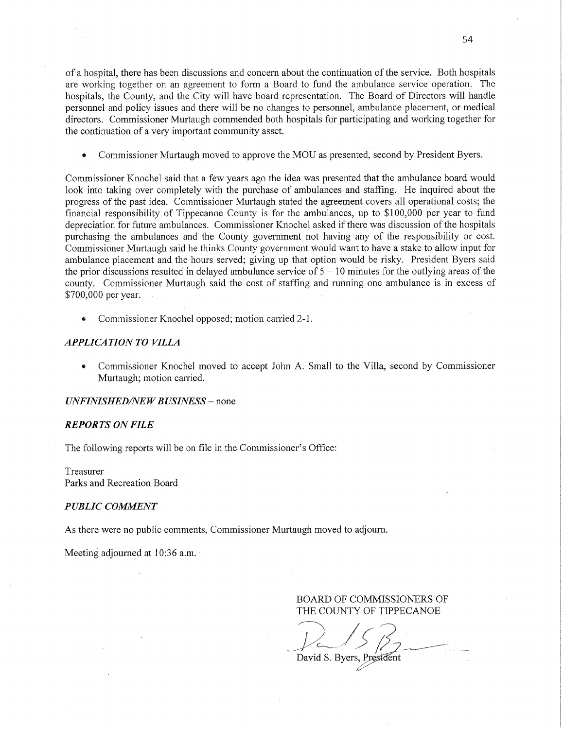of a hospital, there has been discussions and concern about the continuation of the service. Both hospitals are working together on an agreement to form a Board to fund the ambulance service operation. The hospitals, the County, and the City will have board representation. The Board of Directors will handle personnel and policy issues and there will be no changes to personnel, ambulance placement, or medical directors. Commissioner Murtaugh commended both hospitals for participating and working together for the continuation of a very important community asset.

- Commissioner Murtaugh moved to approve the MOU as presented, second by President Byers.

Commissioner Knochel said that a few years ago the idea was presented that the ambulance board would look into taking over completely with the purchase of ambulances and staffing. He inquired about the progress of the past idea. Commissioner Murtaugh stated the agreement covers all operational costs; the financial responsibility of Tippecanoe County is for the ambulances, up to $100,000 per year to fund depreciation for future ambulances. Commissioner Knochel asked if there was discussion of the hospitals purchasing the ambulances and the County government not having any of the responsibility or cost. Commissioner Murtaugh said he thinks County government would want to have a stake to allow input for ambulance placement and the hours served; giving up that option would be risky. President Byers said the prior discussions resulted in delayed ambulance service of 5 – 10 minutes for the outlying areas of the county. Commissioner Murtaugh said the cost of staffing and running one ambulance is in excess of $700,000 per year.

- Commissioner Knochel opposed; motion carried 2-1.

### *APPLICATION TO VILLA*

- Commissioner Knochel moved to accept John A. Small to the Villa, second by Commissioner Murtaugh; motion carried.

### *UNFINISHED/NEW BUSINESS* – none

### *REPORTS ON FILE*

The following reports will be on file in the Commissioner's Office:

Treasurer
Parks and Recreation Board

### *PUBLIC COMMENT*

As there were no public comments, Commissioner Murtaugh moved to adjourn.

Meeting adjourned at 10:36 a.m.

BOARD OF COMMISSIONERS OF
THE COUNTY OF TIPPECANOE

David S. Byers, President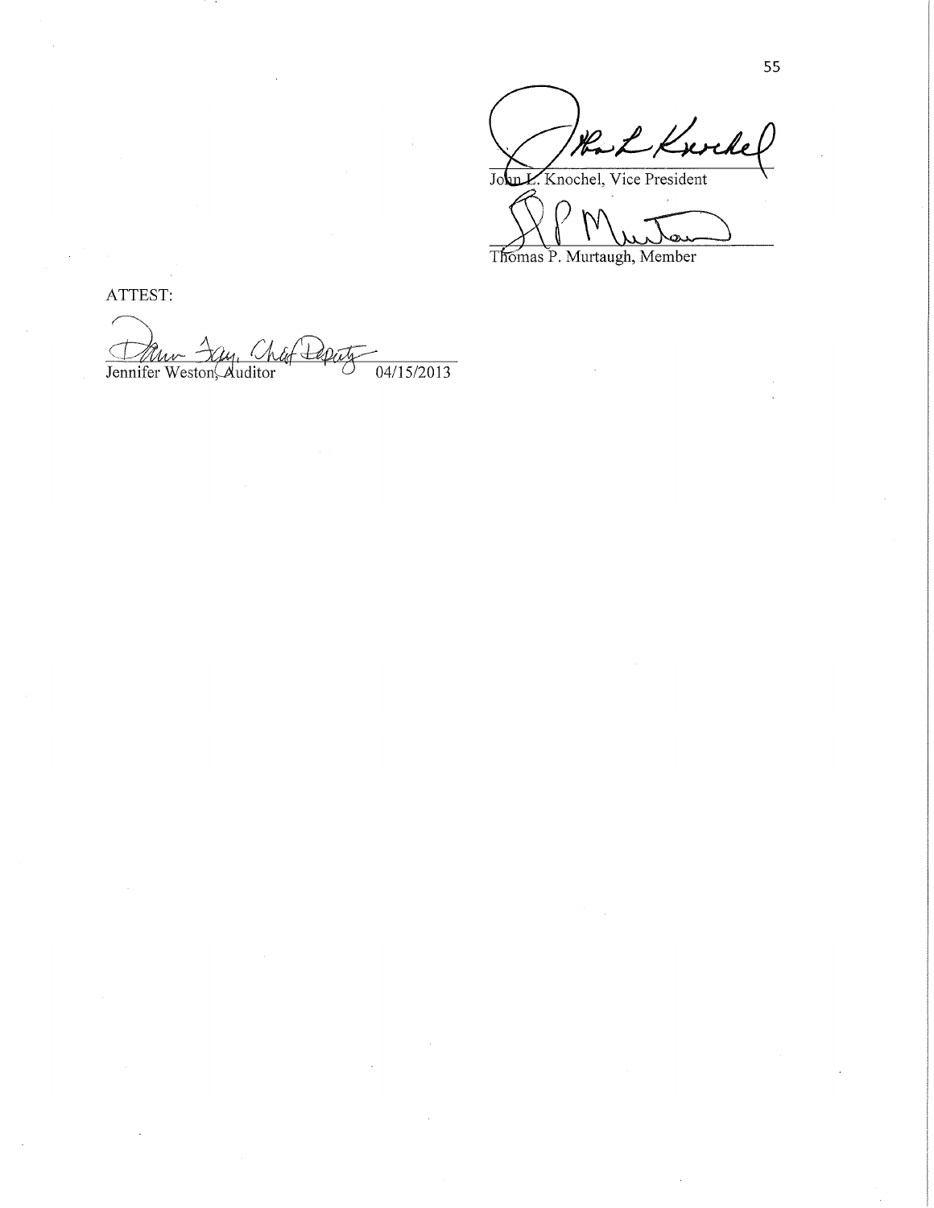John L. Knochel, Vice President

Thomas P. Murtaugh, Member

ATTEST:

Jennifer Weston, Auditor 04/15/2013